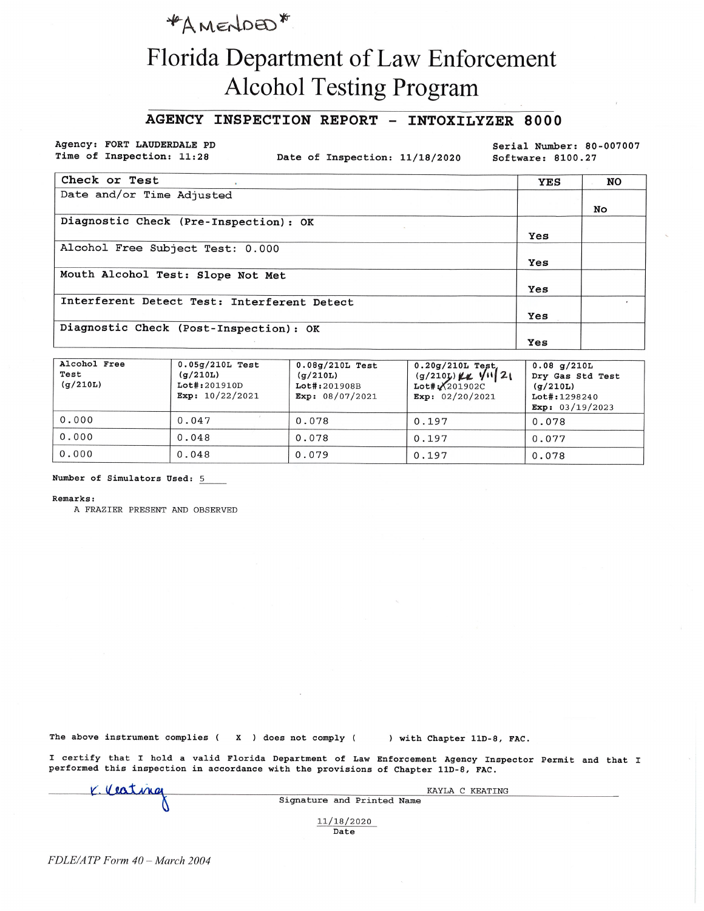*AMENDED*

# Florida Department of Law Enforcement
# Alcohol Testing Program

## AGENCY INSPECTION REPORT - INTOXILYZER 8000

Agency: FORT LAUDERDALE PD
Time of Inspection: 11:28
Date of Inspection: 11/18/2020
Serial Number: 80-007007
Software: 8100.27

| Check or Test | YES | NO |
|---|---|---|
| Date and/or Time Adjusted | | No |
| Diagnostic Check (Pre-Inspection): OK | Yes | |
| Alcohol Free Subject Test: 0.000 | Yes | |
| Mouth Alcohol Test: Slope Not Met | Yes | |
| Interferent Detect Test: Interferent Detect | Yes | |
| Diagnostic Check (Post-Inspection): OK | Yes | |

| Alcohol Free Test (g/210L) | 0.05g/210L Test (g/210L) Lot#:201910D Exp: 10/22/2021 | 0.08g/210L Test (g/210L) Lot#:201908B Exp: 08/07/2021 | 0.20g/210L Test (g/210L) KK 1/11/21 Lot#:201902C Exp: 02/20/2021 | 0.08 g/210L Dry Gas Std Test (g/210L) Lot#:1298240 Exp: 03/19/2023 |
|---|---|---|---|---|
| 0.000 | 0.047 | 0.078 | 0.197 | 0.078 |
| 0.000 | 0.048 | 0.078 | 0.197 | 0.077 |
| 0.000 | 0.048 | 0.079 | 0.197 | 0.078 |

Number of Simulators Used: 5

Remarks:
A FRAZIER PRESENT AND OBSERVED

The above instrument complies ( X ) does not comply ( ) with Chapter 11D-8, FAC.

I certify that I hold a valid Florida Department of Law Enforcement Agency Inspector Permit and that I performed this inspection in accordance with the provisions of Chapter 11D-8, FAC.

K. Keating KAYLA C KEATING
Signature and Printed Name

11/18/2020
Date

*FDLE/ATP Form 40 – March 2004*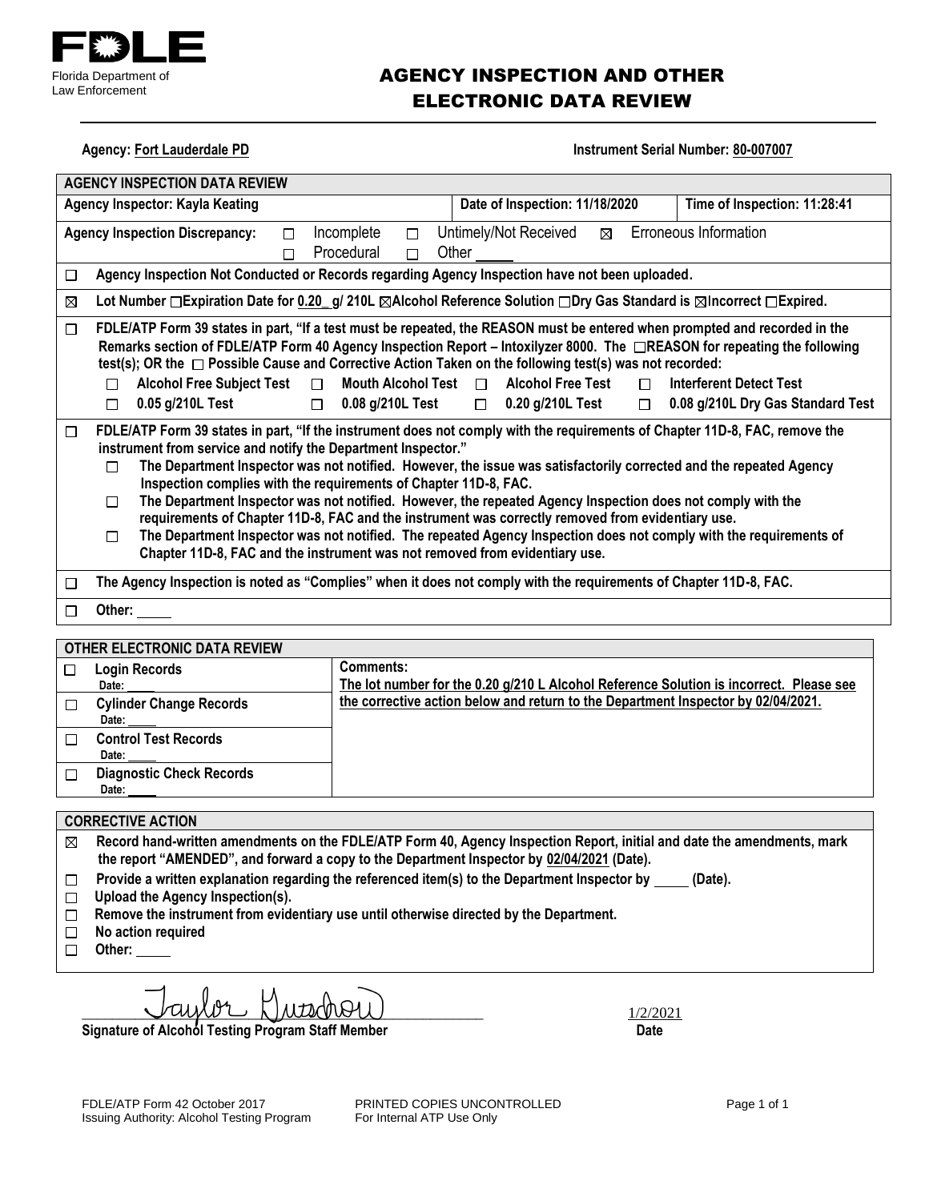FDLE

Florida Department of Law Enforcement

# AGENCY INSPECTION AND OTHER ELECTRONIC DATA REVIEW

**Agency:** **Fort Lauderdale PD** **Instrument Serial Number:** **80-007007**

| AGENCY INSPECTION DATA REVIEW | | |
|---|---|---|
| **Agency Inspector: Kayla Keating** | **Date of Inspection: 11/18/2020** | **Time of Inspection: 11:28:41** |

**Agency Inspection Discrepancy:** ☐ Incomplete ☐ Untimely/Not Received ☒ Erroneous Information ☐ Procedural ☐ Other ____

☐ **Agency Inspection Not Conducted or Records regarding Agency Inspection have not been uploaded.**

☒ **Lot Number ☐Expiration Date for 0.20_ g/ 210L ☒Alcohol Reference Solution ☐Dry Gas Standard is ☒Incorrect ☐Expired.**

☐ **FDLE/ATP Form 39 states in part, "If a test must be repeated, the REASON must be entered when prompted and recorded in the Remarks section of FDLE/ATP Form 40 Agency Inspection Report – Intoxilyzer 8000. The ☐REASON for repeating the following test(s); OR the ☐ Possible Cause and Corrective Action Taken on the following test(s) was not recorded:**

- ☐ **Alcohol Free Subject Test** ☐ **Mouth Alcohol Test** ☐ **Alcohol Free Test** ☐ **Interferent Detect Test**
- ☐ **0.05 g/210L Test** ☐ **0.08 g/210L Test** ☐ **0.20 g/210L Test** ☐ **0.08 g/210L Dry Gas Standard Test**

☐ **FDLE/ATP Form 39 states in part, "If the instrument does not comply with the requirements of Chapter 11D-8, FAC, remove the instrument from service and notify the Department Inspector."**

- ☐ **The Department Inspector was not notified. However, the issue was satisfactorily corrected and the repeated Agency Inspection complies with the requirements of Chapter 11D-8, FAC.**
- ☐ **The Department Inspector was not notified. However, the repeated Agency Inspection does not comply with the requirements of Chapter 11D-8, FAC and the instrument was correctly removed from evidentiary use.**
- ☐ **The Department Inspector was not notified. The repeated Agency Inspection does not comply with the requirements of Chapter 11D-8, FAC and the instrument was not removed from evidentiary use.**

☐ **The Agency Inspection is noted as "Complies" when it does not comply with the requirements of Chapter 11D-8, FAC.**

☐ **Other:** ____

| OTHER ELECTRONIC DATA REVIEW | |
|---|---|
| ☐ **Login Records** Date: ____ | **Comments:** **The lot number for the 0.20 g/210 L Alcohol Reference Solution is incorrect. Please see the corrective action below and return to the Department Inspector by 02/04/2021.** |
| ☐ **Cylinder Change Records** Date: ____ | |
| ☐ **Control Test Records** Date: ____ | |
| ☐ **Diagnostic Check Records** Date: ____ | |

**CORRECTIVE ACTION**

- ☒ **Record hand-written amendments on the FDLE/ATP Form 40, Agency Inspection Report, initial and date the amendments, mark the report "AMENDED", and forward a copy to the Department Inspector by 02/04/2021 (Date).**
- ☐ **Provide a written explanation regarding the referenced item(s) to the Department Inspector by ____ (Date).**
- ☐ **Upload the Agency Inspection(s).**
- ☐ **Remove the instrument from evidentiary use until otherwise directed by the Department.**
- ☐ **No action required**
- ☐ **Other:** ____

Taylor Gutschow — 1/2/2021

**Signature of Alcohol Testing Program Staff Member** **Date**

FDLE/ATP Form 42 October 2017
Issuing Authority: Alcohol Testing Program

PRINTED COPIES UNCONTROLLED
For Internal ATP Use Only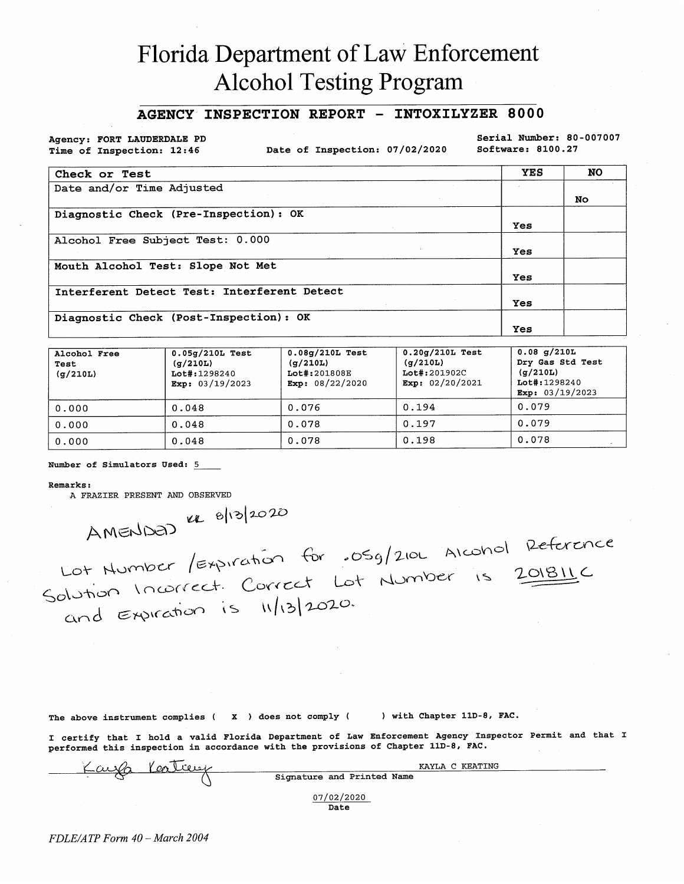# Florida Department of Law Enforcement
# Alcohol Testing Program

## AGENCY INSPECTION REPORT - INTOXILYZER 8000

**Agency:** FORT LAUDERDALE PD
**Time of Inspection:** 12:46
**Date of Inspection:** 07/02/2020
**Serial Number:** 80-007007
**Software:** 8100.27

| Check or Test | YES | NO |
|---|---|---|
| Date and/or Time Adjusted | | No |
| Diagnostic Check (Pre-Inspection): OK | Yes | |
| Alcohol Free Subject Test: 0.000 | Yes | |
| Mouth Alcohol Test: Slope Not Met | Yes | |
| Interferent Detect Test: Interferent Detect | Yes | |
| Diagnostic Check (Post-Inspection): OK | Yes | |

| Alcohol Free Test (g/210L) | 0.05g/210L Test (g/210L) Lot#:1298240 Exp: 03/19/2023 | 0.08g/210L Test (g/210L) Lot#:201808E Exp: 08/22/2020 | 0.20g/210L Test (g/210L) Lot#:201902C Exp: 02/20/2021 | 0.08 g/210L Dry Gas Std Test (g/210L) Lot#:1298240 Exp: 03/19/2023 |
|---|---|---|---|---|
| 0.000 | 0.048 | 0.076 | 0.194 | 0.079 |
| 0.000 | 0.048 | 0.078 | 0.197 | 0.079 |
| 0.000 | 0.048 | 0.078 | 0.198 | 0.078 |

**Number of Simulators Used:** 5

**Remarks:**
A FRAZIER PRESENT AND OBSERVED

AMENDED KK 8/13/2020

Lot Number /Expiration for .05g/210L Alcohol Reference Solution Incorrect. Correct Lot Number is 201811C and Expiration is 11/13/2020.

The above instrument complies ( X ) does not comply ( ) with Chapter 11D-8, FAC.

I certify that I hold a valid Florida Department of Law Enforcement Agency Inspector Permit and that I performed this inspection in accordance with the provisions of Chapter 11D-8, FAC.

Kayla Keating KAYLA C KEATING
Signature and Printed Name

07/02/2020
Date

*FDLE/ATP Form 40 – March 2004*